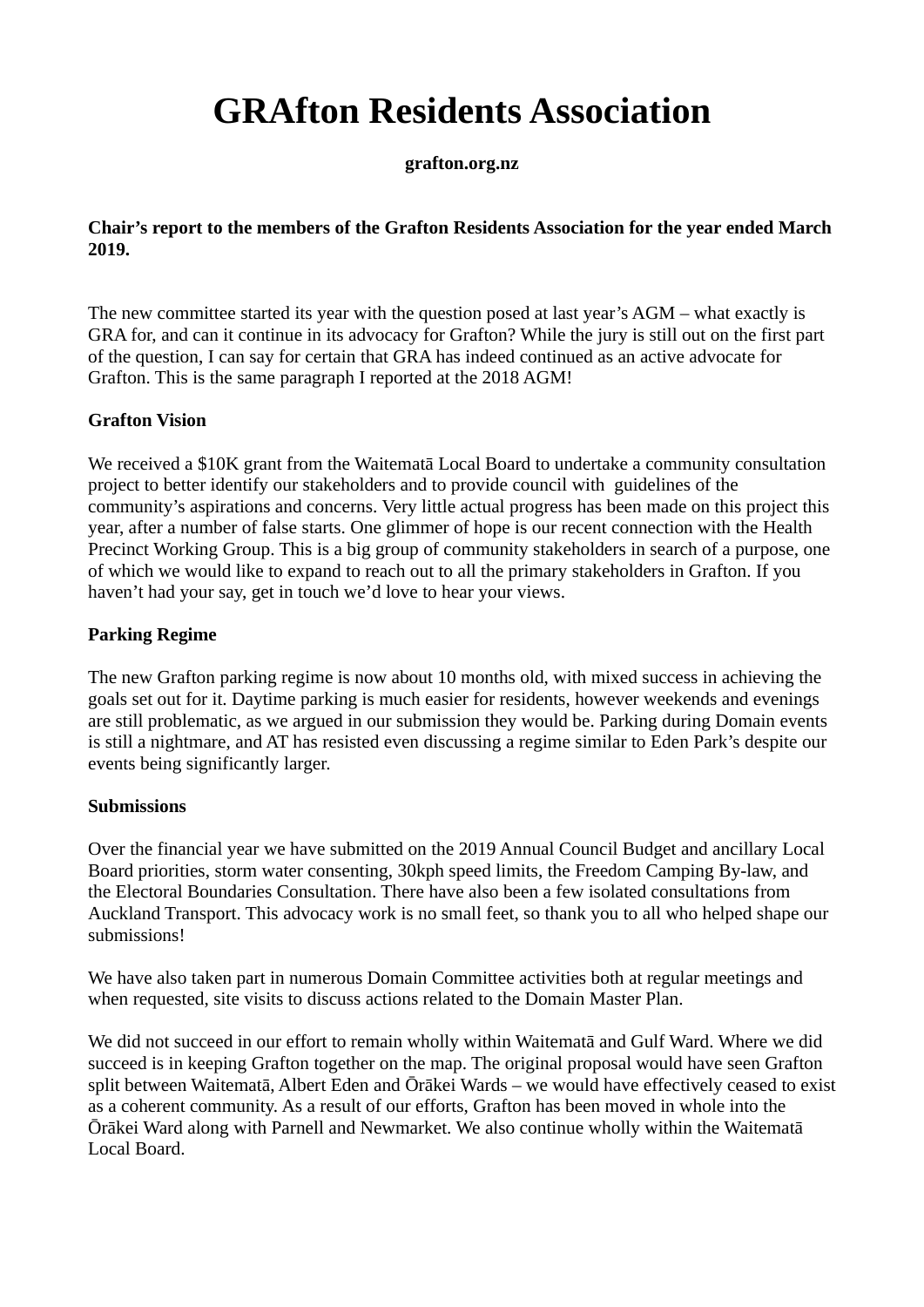# GRAfton Residents Association

**grafton.org.nz**

**Chair's report to the members of the Grafton Residents Association for the year ended March 2019.**

The new committee started its year with the question posed at last year's AGM – what exactly is GRA for, and can it continue in its advocacy for Grafton? While the jury is still out on the first part of the question, I can say for certain that GRA has indeed continued as an active advocate for Grafton. This is the same paragraph I reported at the 2018 AGM!

**Grafton Vision**

We received a $10K grant from the Waitematā Local Board to undertake a community consultation project to better identify our stakeholders and to provide council with guidelines of the community's aspirations and concerns. Very little actual progress has been made on this project this year, after a number of false starts. One glimmer of hope is our recent connection with the Health Precinct Working Group. This is a big group of community stakeholders in search of a purpose, one of which we would like to expand to reach out to all the primary stakeholders in Grafton. If you haven't had your say, get in touch we'd love to hear your views.

**Parking Regime**

The new Grafton parking regime is now about 10 months old, with mixed success in achieving the goals set out for it. Daytime parking is much easier for residents, however weekends and evenings are still problematic, as we argued in our submission they would be. Parking during Domain events is still a nightmare, and AT has resisted even discussing a regime similar to Eden Park's despite our events being significantly larger.

**Submissions**

Over the financial year we have submitted on the 2019 Annual Council Budget and ancillary Local Board priorities, storm water consenting, 30kph speed limits, the Freedom Camping By-law, and the Electoral Boundaries Consultation. There have also been a few isolated consultations from Auckland Transport. This advocacy work is no small feet, so thank you to all who helped shape our submissions!

We have also taken part in numerous Domain Committee activities both at regular meetings and when requested, site visits to discuss actions related to the Domain Master Plan.

We did not succeed in our effort to remain wholly within Waitematā and Gulf Ward. Where we did succeed is in keeping Grafton together on the map. The original proposal would have seen Grafton split between Waitematā, Albert Eden and Ōrākei Wards – we would have effectively ceased to exist as a coherent community. As a result of our efforts, Grafton has been moved in whole into the Ōrākei Ward along with Parnell and Newmarket. We also continue wholly within the Waitematā Local Board.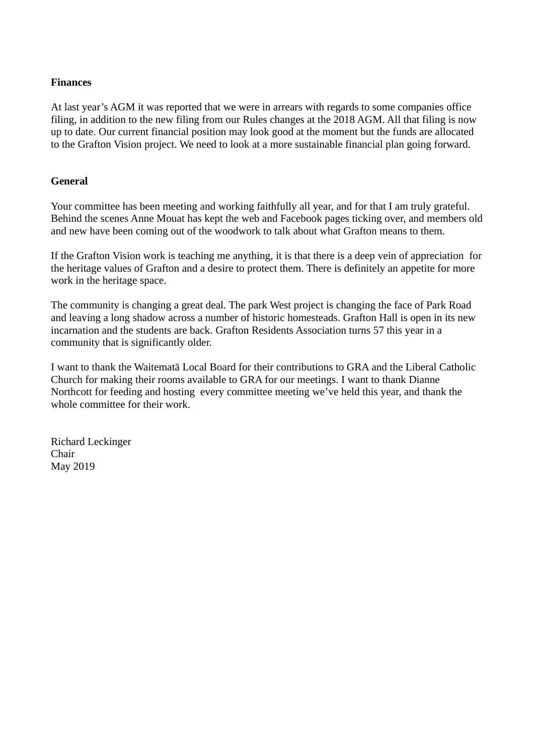**Finances**

At last year's AGM it was reported that we were in arrears with regards to some companies office filing, in addition to the new filing from our Rules changes at the 2018 AGM. All that filing is now up to date. Our current financial position may look good at the moment but the funds are allocated to the Grafton Vision project. We need to look at a more sustainable financial plan going forward.

**General**

Your committee has been meeting and working faithfully all year, and for that I am truly grateful. Behind the scenes Anne Mouat has kept the web and Facebook pages ticking over, and members old and new have been coming out of the woodwork to talk about what Grafton means to them.

If the Grafton Vision work is teaching me anything, it is that there is a deep vein of appreciation for the heritage values of Grafton and a desire to protect them. There is definitely an appetite for more work in the heritage space.

The community is changing a great deal. The park West project is changing the face of Park Road and leaving a long shadow across a number of historic homesteads. Grafton Hall is open in its new incarnation and the students are back. Grafton Residents Association turns 57 this year in a community that is significantly older.

I want to thank the Waitematā Local Board for their contributions to GRA and the Liberal Catholic Church for making their rooms available to GRA for our meetings. I want to thank Dianne Northcott for feeding and hosting every committee meeting we've held this year, and thank the whole committee for their work.

Richard Leckinger
Chair
May 2019